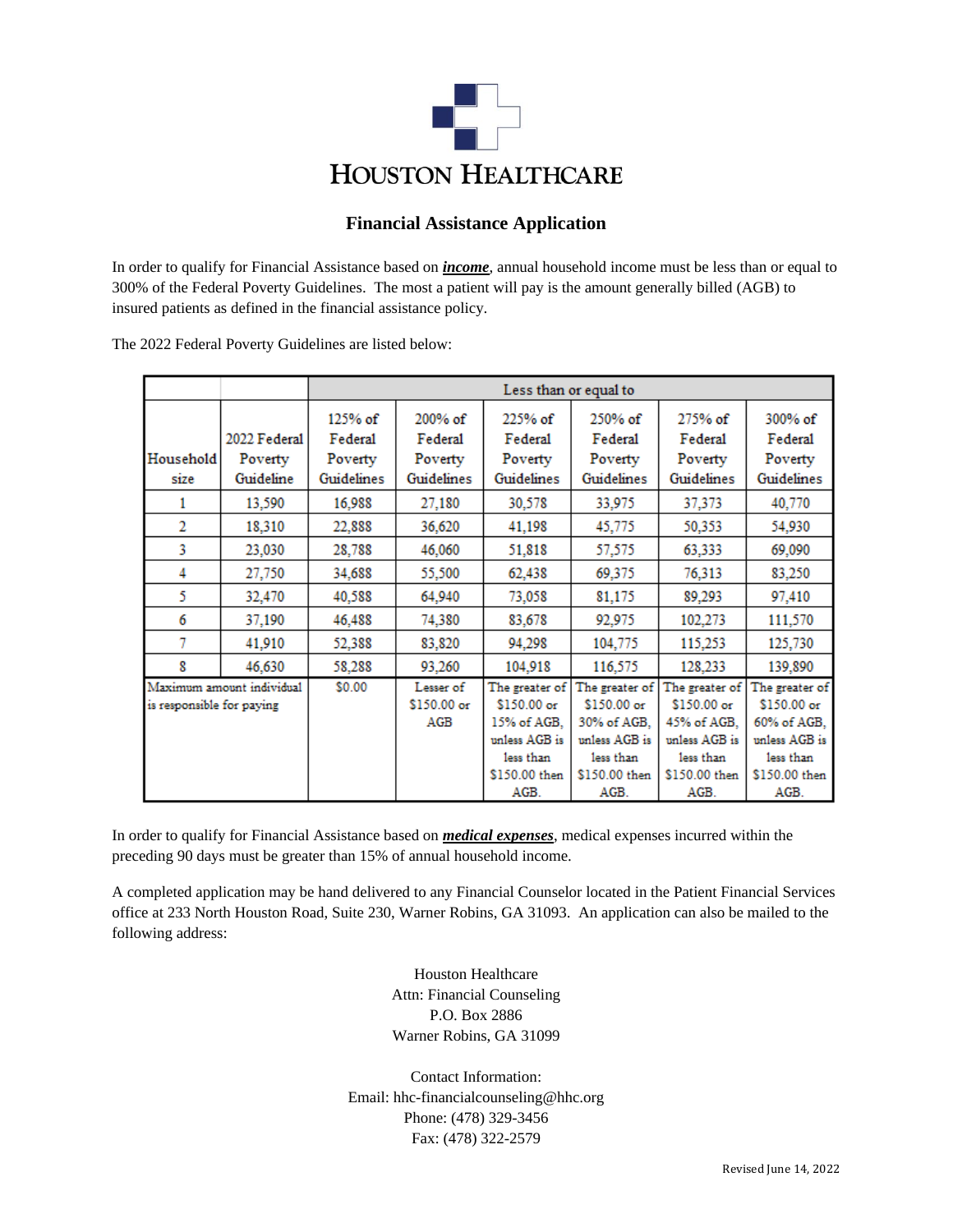# HOUSTON HEALTHCARE

## Financial Assistance Application

In order to qualify for Financial Assistance based on ***income***, annual household income must be less than or equal to 300% of the Federal Poverty Guidelines. The most a patient will pay is the amount generally billed (AGB) to insured patients as defined in the financial assistance policy.

The 2022 Federal Poverty Guidelines are listed below:

| | | Less than or equal to | | | | | |
|---|---|---|---|---|---|---|---|
| Household size | 2022 Federal Poverty Guideline | 125% of Federal Poverty Guidelines | 200% of Federal Poverty Guidelines | 225% of Federal Poverty Guidelines | 250% of Federal Poverty Guidelines | 275% of Federal Poverty Guidelines | 300% of Federal Poverty Guidelines |
| 1 | 13,590 | 16,988 | 27,180 | 30,578 | 33,975 | 37,373 | 40,770 |
| 2 | 18,310 | 22,888 | 36,620 | 41,198 | 45,775 | 50,353 | 54,930 |
| 3 | 23,030 | 28,788 | 46,060 | 51,818 | 57,575 | 63,333 | 69,090 |
| 4 | 27,750 | 34,688 | 55,500 | 62,438 | 69,375 | 76,313 | 83,250 |
| 5 | 32,470 | 40,588 | 64,940 | 73,058 | 81,175 | 89,293 | 97,410 |
| 6 | 37,190 | 46,488 | 74,380 | 83,678 | 92,975 | 102,273 | 111,570 |
| 7 | 41,910 | 52,388 | 83,820 | 94,298 | 104,775 | 115,253 | 125,730 |
| 8 | 46,630 | 58,288 | 93,260 | 104,918 | 116,575 | 128,233 | 139,890 |
| Maximum amount individual is responsible for paying | | $0.00 | Lesser of $150.00 or AGB | The greater of $150.00 or 15% of AGB, unless AGB is less than $150.00 then AGB. | The greater of $150.00 or 30% of AGB, unless AGB is less than $150.00 then AGB. | The greater of $150.00 or 45% of AGB, unless AGB is less than $150.00 then AGB. | The greater of $150.00 or 60% of AGB, unless AGB is less than $150.00 then AGB. |

In order to qualify for Financial Assistance based on ***medical expenses***, medical expenses incurred within the preceding 90 days must be greater than 15% of annual household income.

A completed application may be hand delivered to any Financial Counselor located in the Patient Financial Services office at 233 North Houston Road, Suite 230, Warner Robins, GA 31093. An application can also be mailed to the following address:

Houston Healthcare
Attn: Financial Counseling
P.O. Box 2886
Warner Robins, GA 31099

Contact Information:
Email: hhc-financialcounseling@hhc.org
Phone: (478) 329-3456
Fax: (478) 322-2579

Revised June 14, 2022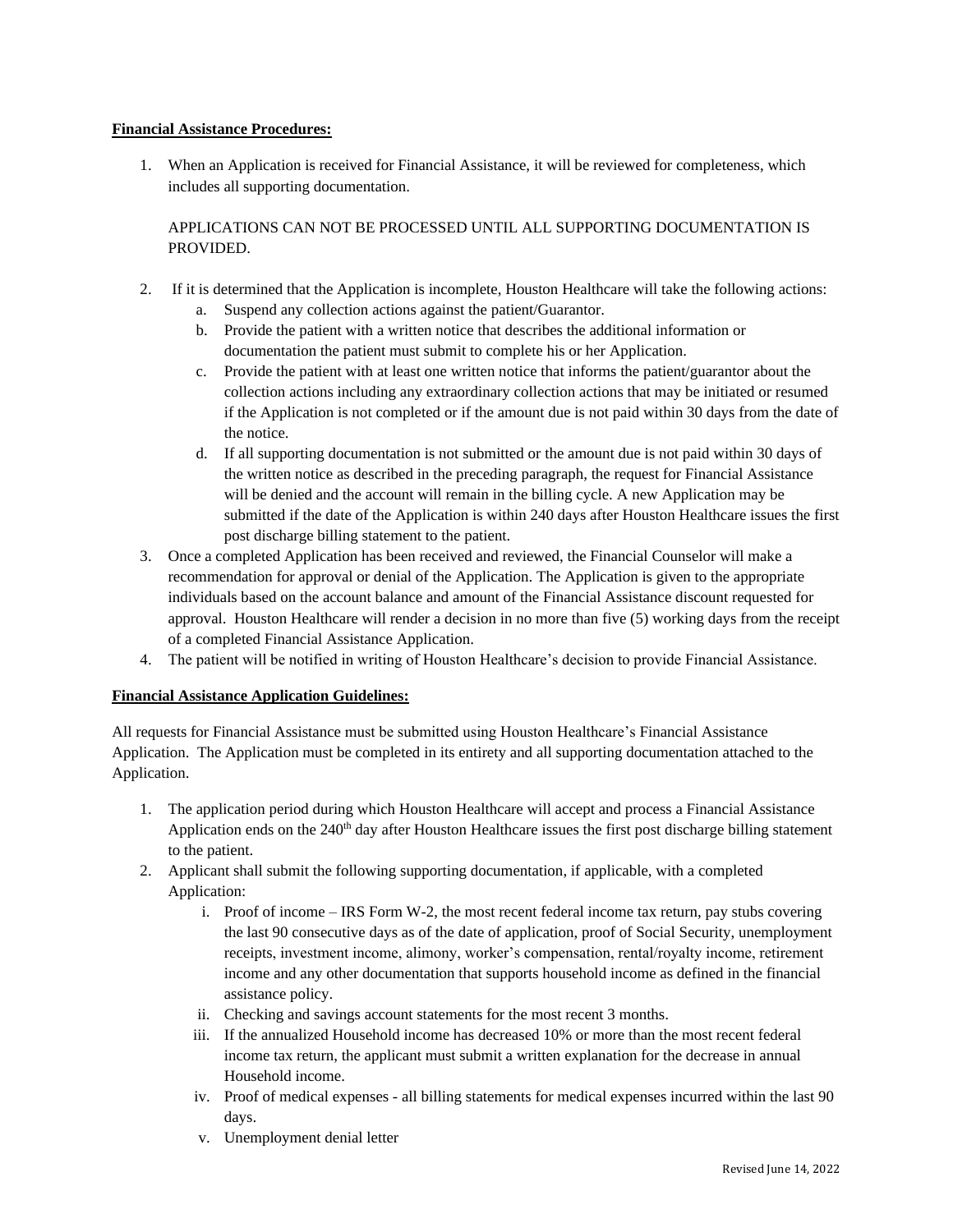**Financial Assistance Procedures:**

1. When an Application is received for Financial Assistance, it will be reviewed for completeness, which includes all supporting documentation.

   APPLICATIONS CAN NOT BE PROCESSED UNTIL ALL SUPPORTING DOCUMENTATION IS PROVIDED.

2. If it is determined that the Application is incomplete, Houston Healthcare will take the following actions:
   a. Suspend any collection actions against the patient/Guarantor.
   b. Provide the patient with a written notice that describes the additional information or documentation the patient must submit to complete his or her Application.
   c. Provide the patient with at least one written notice that informs the patient/guarantor about the collection actions including any extraordinary collection actions that may be initiated or resumed if the Application is not completed or if the amount due is not paid within 30 days from the date of the notice.
   d. If all supporting documentation is not submitted or the amount due is not paid within 30 days of the written notice as described in the preceding paragraph, the request for Financial Assistance will be denied and the account will remain in the billing cycle. A new Application may be submitted if the date of the Application is within 240 days after Houston Healthcare issues the first post discharge billing statement to the patient.
3. Once a completed Application has been received and reviewed, the Financial Counselor will make a recommendation for approval or denial of the Application. The Application is given to the appropriate individuals based on the account balance and amount of the Financial Assistance discount requested for approval. Houston Healthcare will render a decision in no more than five (5) working days from the receipt of a completed Financial Assistance Application.
4. The patient will be notified in writing of Houston Healthcare's decision to provide Financial Assistance.

**Financial Assistance Application Guidelines:**

All requests for Financial Assistance must be submitted using Houston Healthcare's Financial Assistance Application. The Application must be completed in its entirety and all supporting documentation attached to the Application.

1. The application period during which Houston Healthcare will accept and process a Financial Assistance Application ends on the 240th day after Houston Healthcare issues the first post discharge billing statement to the patient.
2. Applicant shall submit the following supporting documentation, if applicable, with a completed Application:
   i. Proof of income – IRS Form W-2, the most recent federal income tax return, pay stubs covering the last 90 consecutive days as of the date of application, proof of Social Security, unemployment receipts, investment income, alimony, worker's compensation, rental/royalty income, retirement income and any other documentation that supports household income as defined in the financial assistance policy.
   ii. Checking and savings account statements for the most recent 3 months.
   iii. If the annualized Household income has decreased 10% or more than the most recent federal income tax return, the applicant must submit a written explanation for the decrease in annual Household income.
   iv. Proof of medical expenses - all billing statements for medical expenses incurred within the last 90 days.
   v. Unemployment denial letter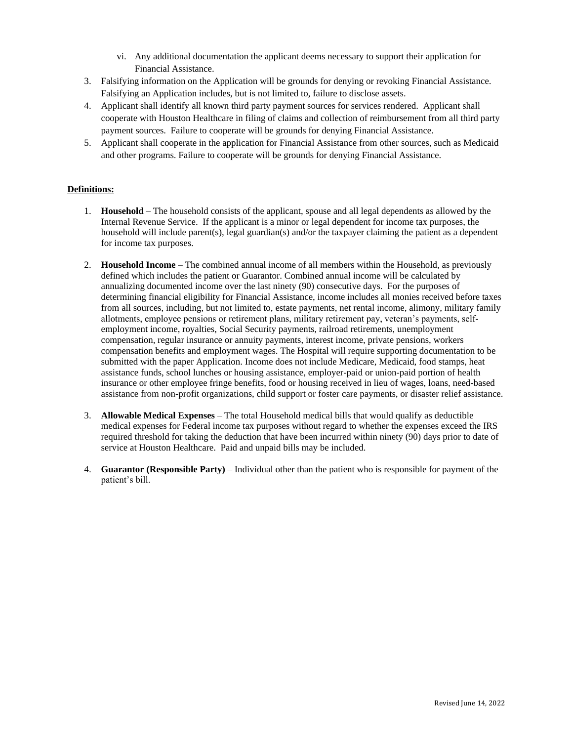vi. Any additional documentation the applicant deems necessary to support their application for Financial Assistance.

3. Falsifying information on the Application will be grounds for denying or revoking Financial Assistance. Falsifying an Application includes, but is not limited to, failure to disclose assets.
4. Applicant shall identify all known third party payment sources for services rendered. Applicant shall cooperate with Houston Healthcare in filing of claims and collection of reimbursement from all third party payment sources. Failure to cooperate will be grounds for denying Financial Assistance.
5. Applicant shall cooperate in the application for Financial Assistance from other sources, such as Medicaid and other programs. Failure to cooperate will be grounds for denying Financial Assistance.

**Definitions:**

1. **Household** – The household consists of the applicant, spouse and all legal dependents as allowed by the Internal Revenue Service. If the applicant is a minor or legal dependent for income tax purposes, the household will include parent(s), legal guardian(s) and/or the taxpayer claiming the patient as a dependent for income tax purposes.

2. **Household Income** – The combined annual income of all members within the Household, as previously defined which includes the patient or Guarantor. Combined annual income will be calculated by annualizing documented income over the last ninety (90) consecutive days. For the purposes of determining financial eligibility for Financial Assistance, income includes all monies received before taxes from all sources, including, but not limited to, estate payments, net rental income, alimony, military family allotments, employee pensions or retirement plans, military retirement pay, veteran's payments, self-employment income, royalties, Social Security payments, railroad retirements, unemployment compensation, regular insurance or annuity payments, interest income, private pensions, workers compensation benefits and employment wages. The Hospital will require supporting documentation to be submitted with the paper Application. Income does not include Medicare, Medicaid, food stamps, heat assistance funds, school lunches or housing assistance, employer-paid or union-paid portion of health insurance or other employee fringe benefits, food or housing received in lieu of wages, loans, need-based assistance from non-profit organizations, child support or foster care payments, or disaster relief assistance.

3. **Allowable Medical Expenses** – The total Household medical bills that would qualify as deductible medical expenses for Federal income tax purposes without regard to whether the expenses exceed the IRS required threshold for taking the deduction that have been incurred within ninety (90) days prior to date of service at Houston Healthcare. Paid and unpaid bills may be included.

4. **Guarantor (Responsible Party)** – Individual other than the patient who is responsible for payment of the patient's bill.

Revised June 14, 2022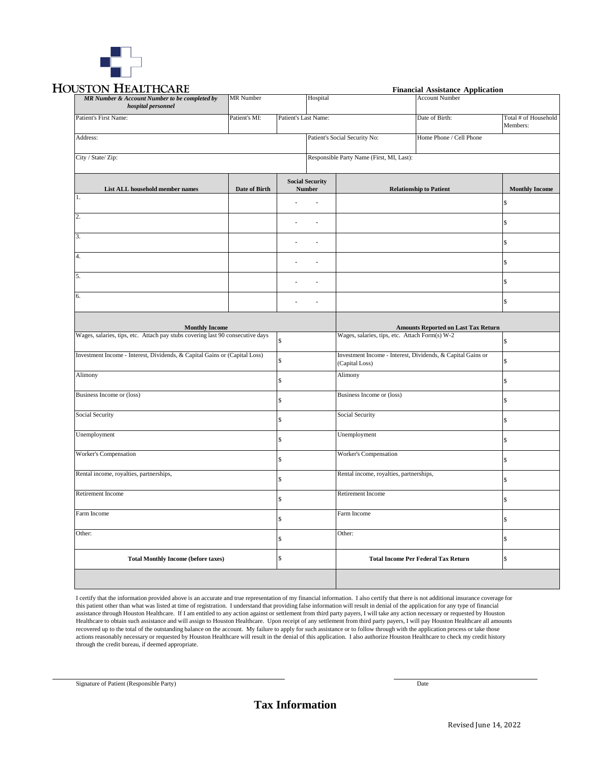# HOUSTON HEALTHCARE

**Financial Assistance Application**

| ***MR Number & Account Number to be completed by hospital personnel*** | MR Number | | Hospital | Account Number | |
|---|---|---|---|---|---|
| Patient's First Name: | Patient's MI: | Patient's Last Name: | | Date of Birth: | Total # of Household Members: |
| Address: | | | Patient's Social Security No: | Home Phone / Cell Phone | |
| City / State/ Zip: | | | Responsible Party Name (First, MI, Last): | | |

| List ALL household member names | Date of Birth | Social Security Number | Relationship to Patient | Monthly Income |
|---|---|---|---|---|
| 1. | | - - | | $ |
| 2. | | - - | | $ |
| 3. | | - - | | $ |
| 4. | | - - | | $ |
| 5. | | - - | | $ |
| 6. | | - - | | $ |

| Monthly Income | | Amounts Reported on Last Tax Return | |
|---|---|---|---|
| Wages, salaries, tips, etc. Attach pay stubs covering last 90 consecutive days | $ | Wages, salaries, tips, etc. Attach Form(s) W-2 | $ |
| Investment Income - Interest, Dividends, & Capital Gains or (Capital Loss) | $ | Investment Income - Interest, Dividends, & Capital Gains or (Capital Loss) | $ |
| Alimony | $ | Alimony | $ |
| Business Income or (loss) | $ | Business Income or (loss) | $ |
| Social Security | $ | Social Security | $ |
| Unemployment | $ | Unemployment | $ |
| Worker's Compensation | $ | Worker's Compensation | $ |
| Rental income, royalties, partnerships, | $ | Rental income, royalties, partnerships, | $ |
| Retirement Income | $ | Retirement Income | $ |
| Farm Income | $ | Farm Income | $ |
| Other: | $ | Other: | $ |
| **Total Monthly Income (before taxes)** | $ | **Total Income Per Federal Tax Return** | $ |

I certify that the information provided above is an accurate and true representation of my financial information. I also certify that there is not additional insurance coverage for this patient other than what was listed at time of registration. I understand that providing false information will result in denial of the application for any type of financial assistance through Houston Healthcare. If I am entitled to any action against or settlement from third party payers, I will take any action necessary or requested by Houston Healthcare to obtain such assistance and will assign to Houston Healthcare. Upon receipt of any settlement from third party payers, I will pay Houston Healthcare all amounts recovered up to the total of the outstanding balance on the account. My failure to apply for such assistance or to follow through with the application process or take those actions reasonably necessary or requested by Houston Healthcare will result in the denial of this application. I also authorize Houston Healthcare to check my credit history through the credit bureau, if deemed appropriate.

\_\_\_\_\_\_\_\_\_\_\_\_\_\_\_\_\_\_\_\_\_\_\_\_\_\_\_\_\_\_\_\_\_\_\_\_\_\_\_\_ \_\_\_\_\_\_\_\_\_\_\_\_\_\_\_\_\_\_\_\_

Signature of Patient (Responsible Party) Date

## Tax Information

Revised June 14, 2022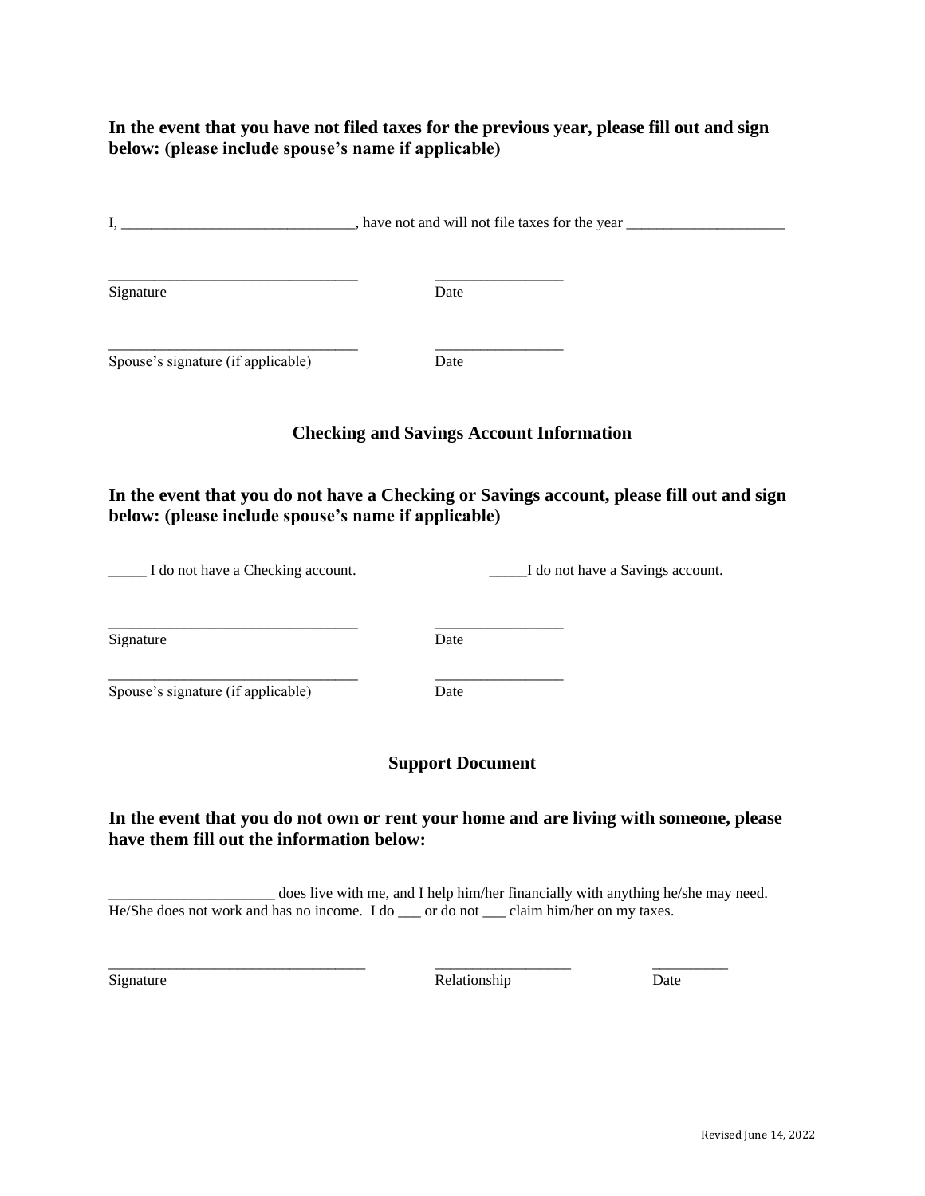**In the event that you have not filed taxes for the previous year, please fill out and sign below: (please include spouse's name if applicable)**

I, ______________________________, have not and will not file taxes for the year ____________________

________________________________ &nbsp;&nbsp;&nbsp;&nbsp; ________________
Signature &nbsp;&nbsp;&nbsp;&nbsp; Date

________________________________ &nbsp;&nbsp;&nbsp;&nbsp; ________________
Spouse's signature (if applicable) &nbsp;&nbsp;&nbsp;&nbsp; Date

## Checking and Savings Account Information

**In the event that you do not have a Checking or Savings account, please fill out and sign below: (please include spouse's name if applicable)**

_____ I do not have a Checking account. &nbsp;&nbsp;&nbsp;&nbsp; _____I do not have a Savings account.

________________________________ &nbsp;&nbsp;&nbsp;&nbsp; ________________
Signature &nbsp;&nbsp;&nbsp;&nbsp; Date

________________________________ &nbsp;&nbsp;&nbsp;&nbsp; ________________
Spouse's signature (if applicable) &nbsp;&nbsp;&nbsp;&nbsp; Date

## Support Document

**In the event that you do not own or rent your home and are living with someone, please have them fill out the information below:**

_____________________ does live with me, and I help him/her financially with anything he/she may need. He/She does not work and has no income. I do ___ or do not ___ claim him/her on my taxes.

_________________________________ &nbsp;&nbsp;&nbsp;&nbsp; _________________ &nbsp;&nbsp;&nbsp;&nbsp; __________
Signature &nbsp;&nbsp;&nbsp;&nbsp; Relationship &nbsp;&nbsp;&nbsp;&nbsp; Date

Revised June 14, 2022